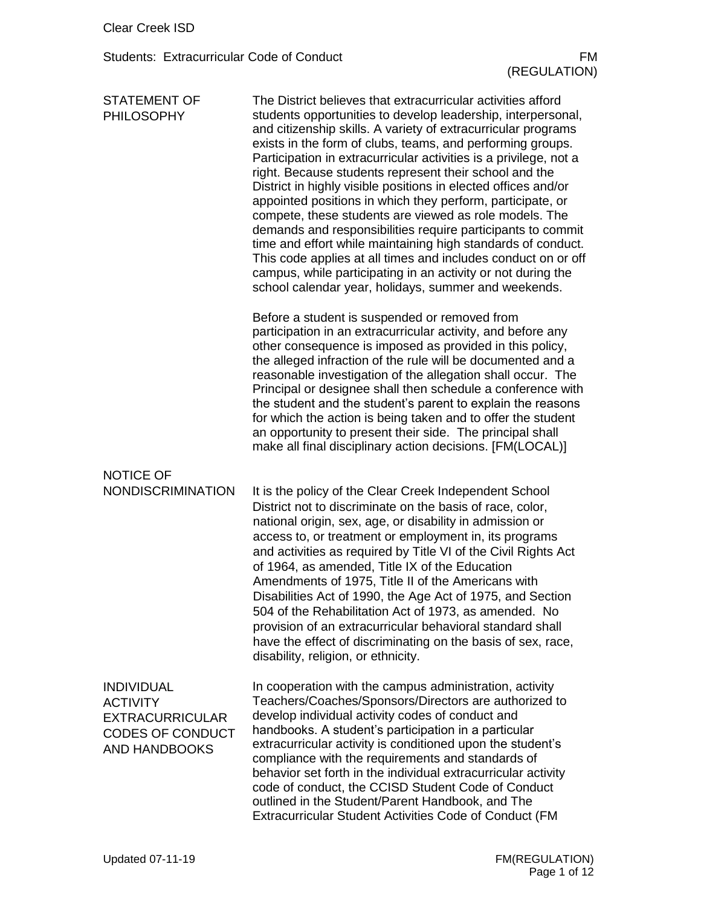Clear Creek ISD

# Students: Extracurricular Code of Conduct

FM (REGULATION)

## STATEMENT OF PHILOSOPHY

The District believes that extracurricular activities afford students opportunities to develop leadership, interpersonal, and citizenship skills. A variety of extracurricular programs exists in the form of clubs, teams, and performing groups. Participation in extracurricular activities is a privilege, not a right. Because students represent their school and the District in highly visible positions in elected offices and/or appointed positions in which they perform, participate, or compete, these students are viewed as role models. The demands and responsibilities require participants to commit time and effort while maintaining high standards of conduct. This code applies at all times and includes conduct on or off campus, while participating in an activity or not during the school calendar year, holidays, summer and weekends.

Before a student is suspended or removed from participation in an extracurricular activity, and before any other consequence is imposed as provided in this policy, the alleged infraction of the rule will be documented and a reasonable investigation of the allegation shall occur. The Principal or designee shall then schedule a conference with the student and the student's parent to explain the reasons for which the action is being taken and to offer the student an opportunity to present their side. The principal shall make all final disciplinary action decisions. [FM(LOCAL)]

## NOTICE OF NONDISCRIMINATION

It is the policy of the Clear Creek Independent School District not to discriminate on the basis of race, color, national origin, sex, age, or disability in admission or access to, or treatment or employment in, its programs and activities as required by Title VI of the Civil Rights Act of 1964, as amended, Title IX of the Education Amendments of 1975, Title II of the Americans with Disabilities Act of 1990, the Age Act of 1975, and Section 504 of the Rehabilitation Act of 1973, as amended. No provision of an extracurricular behavioral standard shall have the effect of discriminating on the basis of sex, race, disability, religion, or ethnicity.

## INDIVIDUAL ACTIVITY EXTRACURRICULAR CODES OF CONDUCT AND HANDBOOKS

In cooperation with the campus administration, activity Teachers/Coaches/Sponsors/Directors are authorized to develop individual activity codes of conduct and handbooks. A student's participation in a particular extracurricular activity is conditioned upon the student's compliance with the requirements and standards of behavior set forth in the individual extracurricular activity code of conduct, the CCISD Student Code of Conduct outlined in the Student/Parent Handbook, and The Extracurricular Student Activities Code of Conduct (FM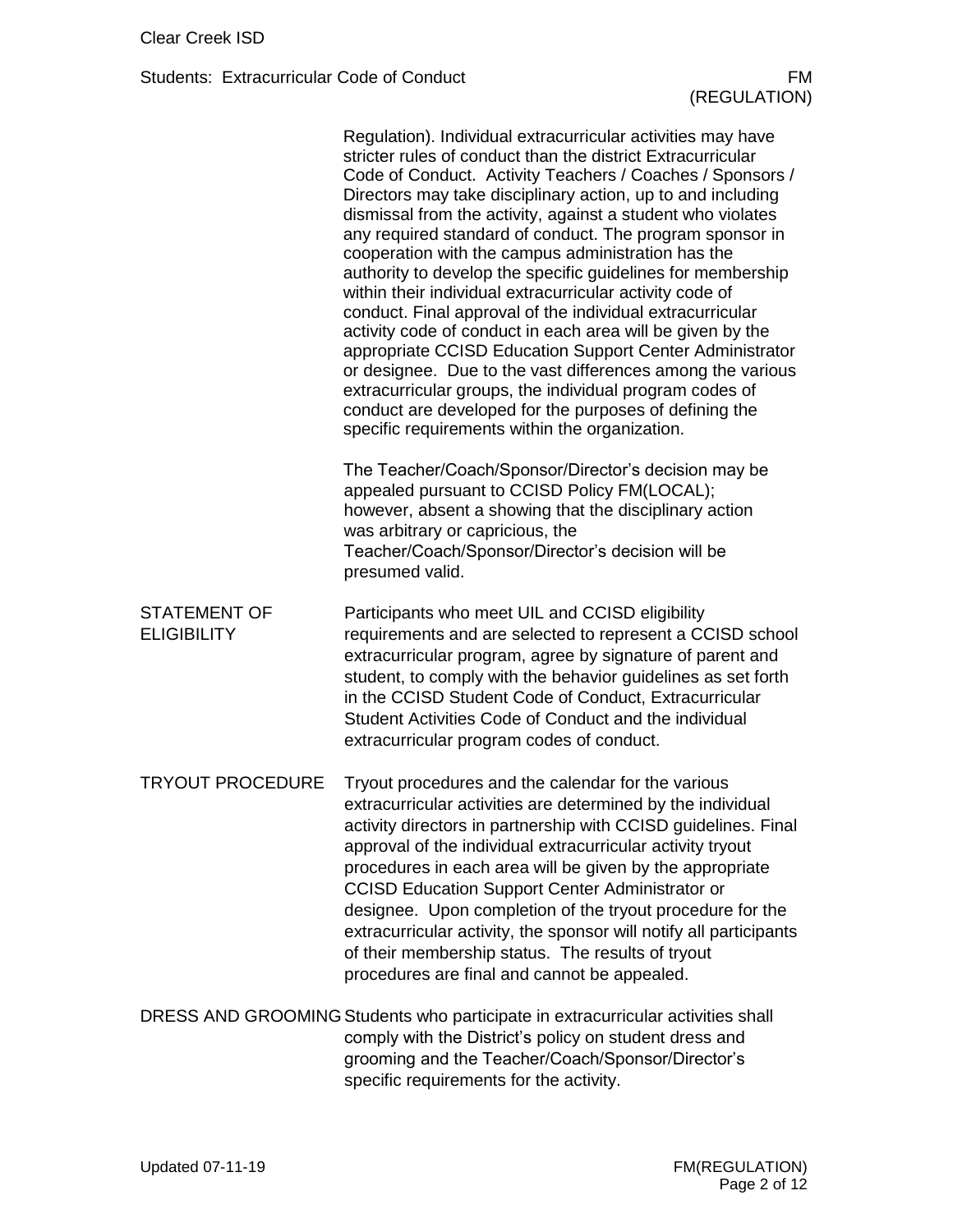Regulation). Individual extracurricular activities may have stricter rules of conduct than the district Extracurricular Code of Conduct. Activity Teachers / Coaches / Sponsors / Directors may take disciplinary action, up to and including dismissal from the activity, against a student who violates any required standard of conduct. The program sponsor in cooperation with the campus administration has the authority to develop the specific guidelines for membership within their individual extracurricular activity code of conduct. Final approval of the individual extracurricular activity code of conduct in each area will be given by the appropriate CCISD Education Support Center Administrator or designee. Due to the vast differences among the various extracurricular groups, the individual program codes of conduct are developed for the purposes of defining the specific requirements within the organization.

The Teacher/Coach/Sponsor/Director's decision may be appealed pursuant to CCISD Policy FM(LOCAL); however, absent a showing that the disciplinary action was arbitrary or capricious, the Teacher/Coach/Sponsor/Director's decision will be presumed valid.

## STATEMENT OF ELIGIBILITY

Participants who meet UIL and CCISD eligibility requirements and are selected to represent a CCISD school extracurricular program, agree by signature of parent and student, to comply with the behavior guidelines as set forth in the CCISD Student Code of Conduct, Extracurricular Student Activities Code of Conduct and the individual extracurricular program codes of conduct.

## TRYOUT PROCEDURE

Tryout procedures and the calendar for the various extracurricular activities are determined by the individual activity directors in partnership with CCISD guidelines. Final approval of the individual extracurricular activity tryout procedures in each area will be given by the appropriate CCISD Education Support Center Administrator or designee. Upon completion of the tryout procedure for the extracurricular activity, the sponsor will notify all participants of their membership status. The results of tryout procedures are final and cannot be appealed.

## DRESS AND GROOMING

Students who participate in extracurricular activities shall comply with the District's policy on student dress and grooming and the Teacher/Coach/Sponsor/Director's specific requirements for the activity.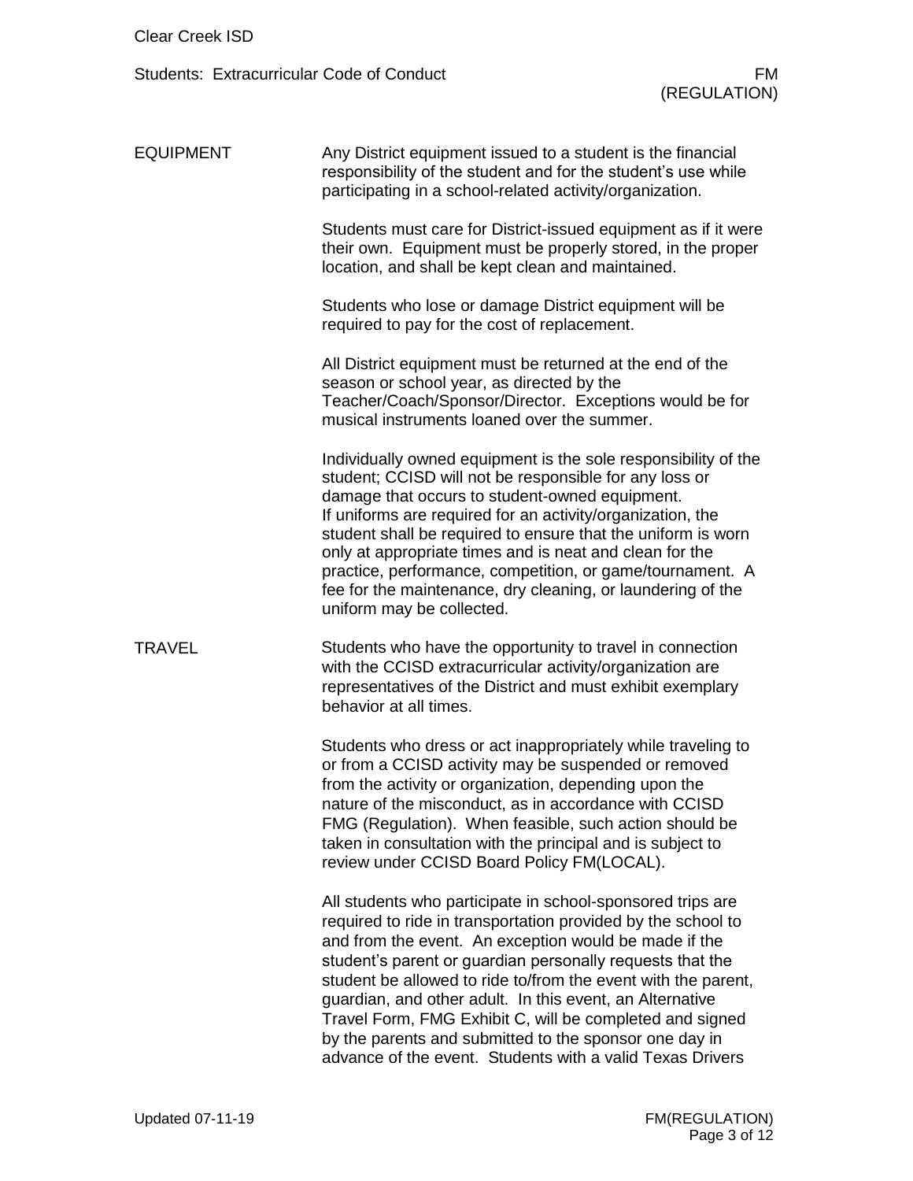## EQUIPMENT

Any District equipment issued to a student is the financial responsibility of the student and for the student's use while participating in a school-related activity/organization.

Students must care for District-issued equipment as if it were their own. Equipment must be properly stored, in the proper location, and shall be kept clean and maintained.

Students who lose or damage District equipment will be required to pay for the cost of replacement.

All District equipment must be returned at the end of the season or school year, as directed by the Teacher/Coach/Sponsor/Director. Exceptions would be for musical instruments loaned over the summer.

Individually owned equipment is the sole responsibility of the student; CCISD will not be responsible for any loss or damage that occurs to student-owned equipment.
If uniforms are required for an activity/organization, the student shall be required to ensure that the uniform is worn only at appropriate times and is neat and clean for the practice, performance, competition, or game/tournament. A fee for the maintenance, dry cleaning, or laundering of the uniform may be collected.

## TRAVEL

Students who have the opportunity to travel in connection with the CCISD extracurricular activity/organization are representatives of the District and must exhibit exemplary behavior at all times.

Students who dress or act inappropriately while traveling to or from a CCISD activity may be suspended or removed from the activity or organization, depending upon the nature of the misconduct, as in accordance with CCISD FMG (Regulation). When feasible, such action should be taken in consultation with the principal and is subject to review under CCISD Board Policy FM(LOCAL).

All students who participate in school-sponsored trips are required to ride in transportation provided by the school to and from the event. An exception would be made if the student's parent or guardian personally requests that the student be allowed to ride to/from the event with the parent, guardian, and other adult. In this event, an Alternative Travel Form, FMG Exhibit C, will be completed and signed by the parents and submitted to the sponsor one day in advance of the event. Students with a valid Texas Drivers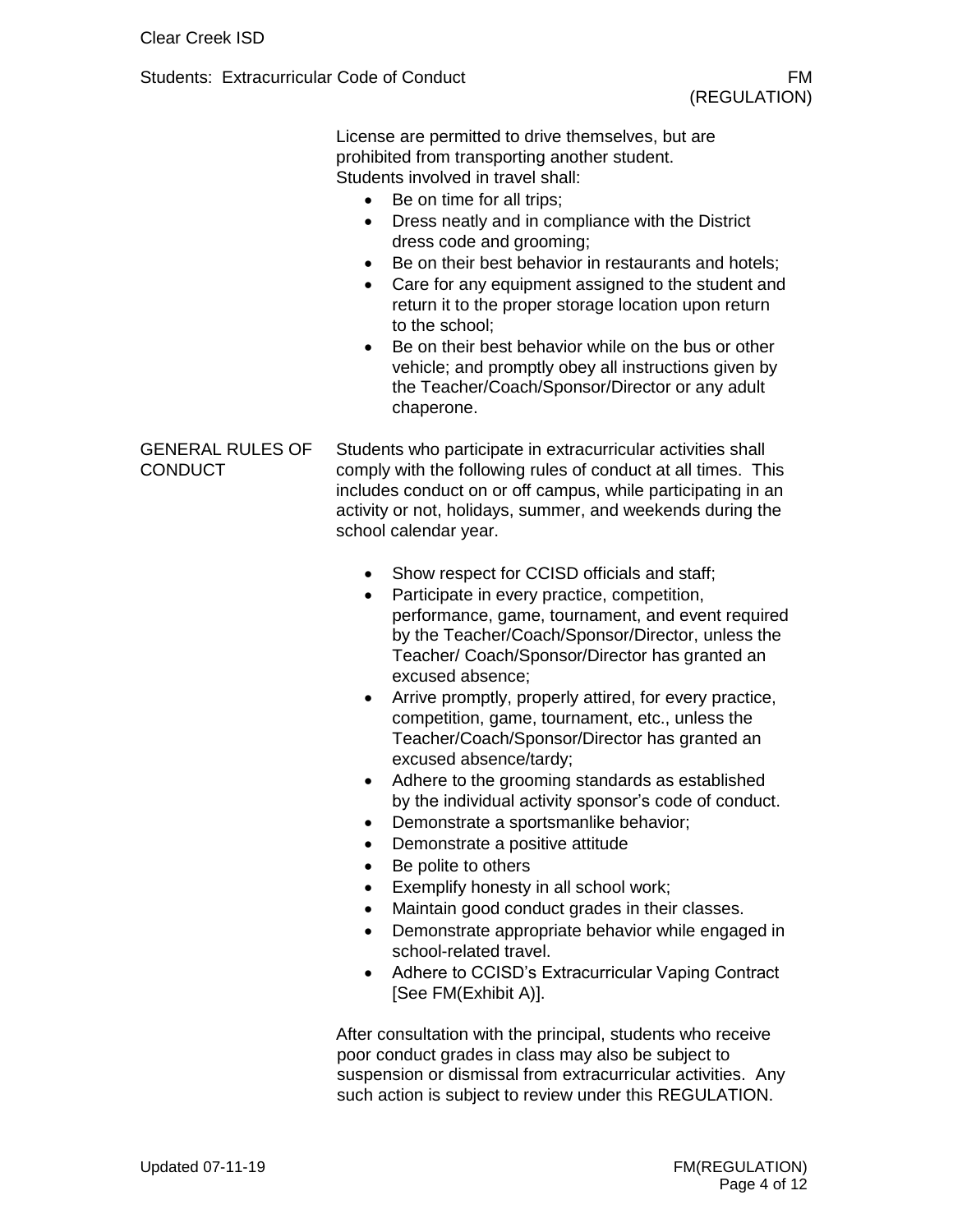License are permitted to drive themselves, but are prohibited from transporting another student.
Students involved in travel shall:

- Be on time for all trips;
- Dress neatly and in compliance with the District dress code and grooming;
- Be on their best behavior in restaurants and hotels;
- Care for any equipment assigned to the student and return it to the proper storage location upon return to the school;
- Be on their best behavior while on the bus or other vehicle; and promptly obey all instructions given by the Teacher/Coach/Sponsor/Director or any adult chaperone.

## GENERAL RULES OF CONDUCT

Students who participate in extracurricular activities shall comply with the following rules of conduct at all times. This includes conduct on or off campus, while participating in an activity or not, holidays, summer, and weekends during the school calendar year.

- Show respect for CCISD officials and staff;
- Participate in every practice, competition, performance, game, tournament, and event required by the Teacher/Coach/Sponsor/Director, unless the Teacher/ Coach/Sponsor/Director has granted an excused absence;
- Arrive promptly, properly attired, for every practice, competition, game, tournament, etc., unless the Teacher/Coach/Sponsor/Director has granted an excused absence/tardy;
- Adhere to the grooming standards as established by the individual activity sponsor's code of conduct.
- Demonstrate a sportsmanlike behavior;
- Demonstrate a positive attitude
- Be polite to others
- Exemplify honesty in all school work;
- Maintain good conduct grades in their classes.
- Demonstrate appropriate behavior while engaged in school-related travel.
- Adhere to CCISD's Extracurricular Vaping Contract [See FM(Exhibit A)].

After consultation with the principal, students who receive poor conduct grades in class may also be subject to suspension or dismissal from extracurricular activities. Any such action is subject to review under this REGULATION.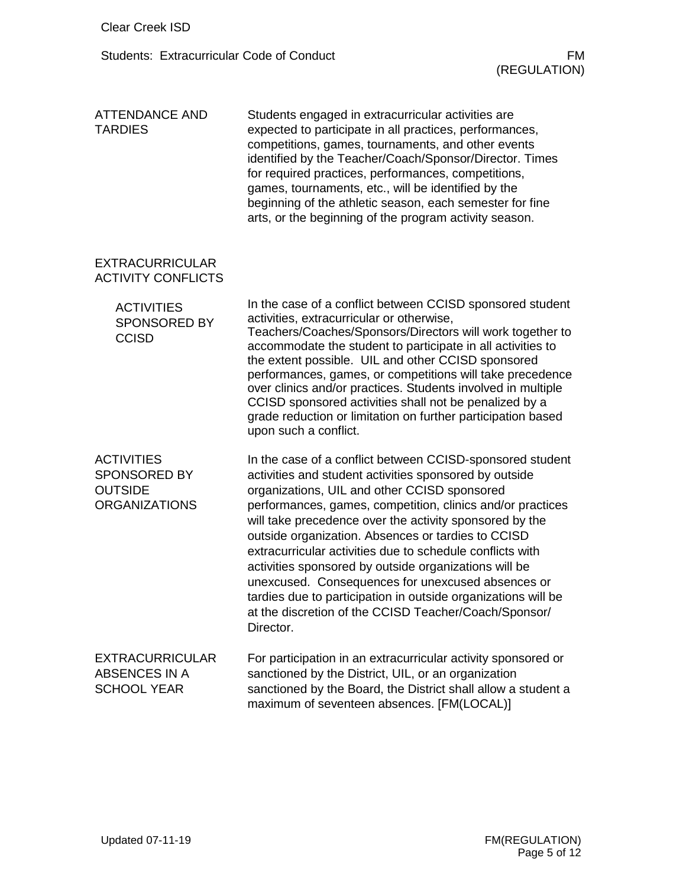## ATTENDANCE AND TARDIES

Students engaged in extracurricular activities are expected to participate in all practices, performances, competitions, games, tournaments, and other events identified by the Teacher/Coach/Sponsor/Director. Times for required practices, performances, competitions, games, tournaments, etc., will be identified by the beginning of the athletic season, each semester for fine arts, or the beginning of the program activity season.

## EXTRACURRICULAR ACTIVITY CONFLICTS

### ACTIVITIES SPONSORED BY CCISD

In the case of a conflict between CCISD sponsored student activities, extracurricular or otherwise, Teachers/Coaches/Sponsors/Directors will work together to accommodate the student to participate in all activities to the extent possible. UIL and other CCISD sponsored performances, games, or competitions will take precedence over clinics and/or practices. Students involved in multiple CCISD sponsored activities shall not be penalized by a grade reduction or limitation on further participation based upon such a conflict.

## ACTIVITIES SPONSORED BY OUTSIDE ORGANIZATIONS

In the case of a conflict between CCISD-sponsored student activities and student activities sponsored by outside organizations, UIL and other CCISD sponsored performances, games, competition, clinics and/or practices will take precedence over the activity sponsored by the outside organization. Absences or tardies to CCISD extracurricular activities due to schedule conflicts with activities sponsored by outside organizations will be unexcused. Consequences for unexcused absences or tardies due to participation in outside organizations will be at the discretion of the CCISD Teacher/Coach/Sponsor/Director.

## EXTRACURRICULAR ABSENCES IN A SCHOOL YEAR

For participation in an extracurricular activity sponsored or sanctioned by the District, UIL, or an organization sanctioned by the Board, the District shall allow a student a maximum of seventeen absences. [FM(LOCAL)]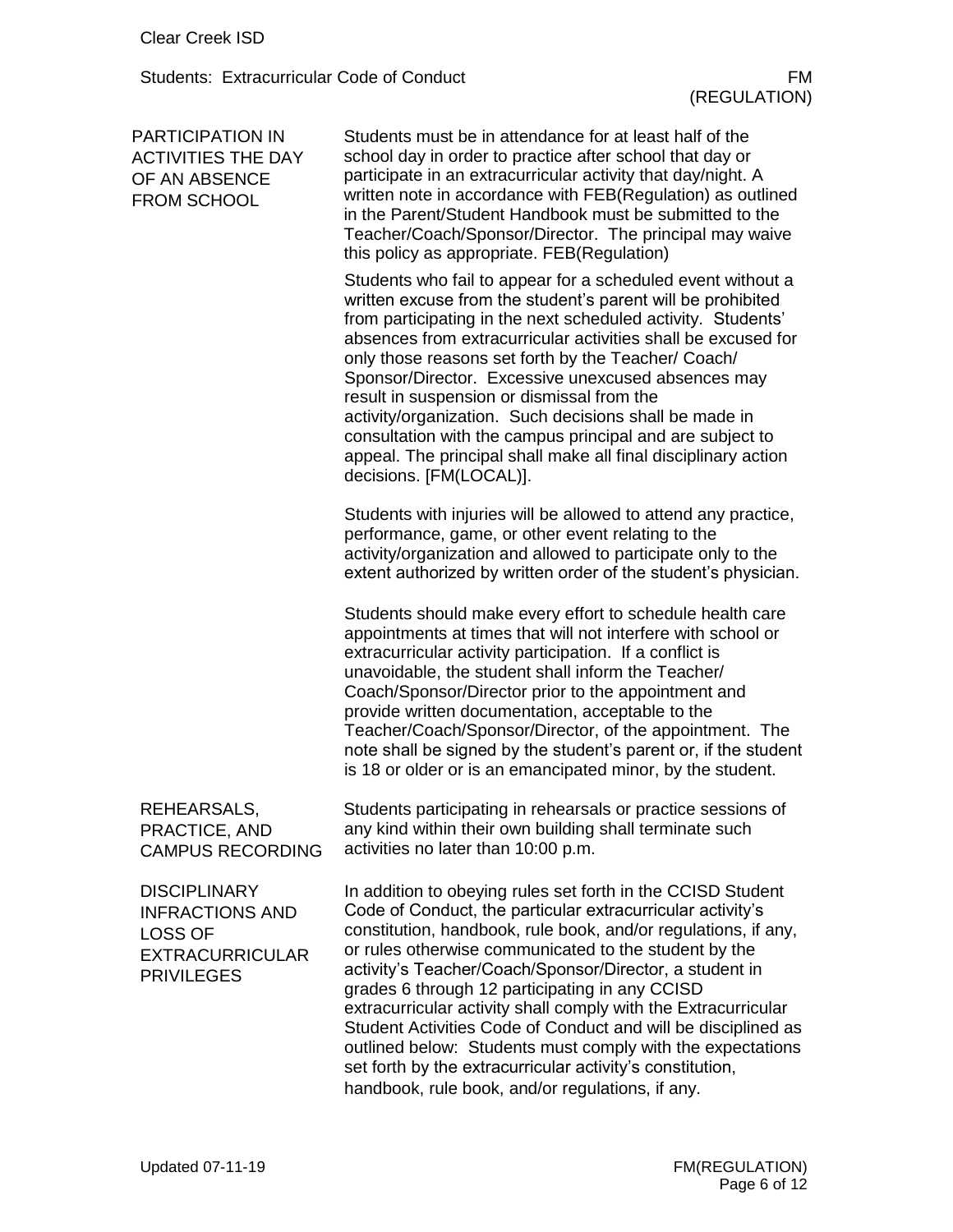## PARTICIPATION IN ACTIVITIES THE DAY OF AN ABSENCE FROM SCHOOL

Students must be in attendance for at least half of the school day in order to practice after school that day or participate in an extracurricular activity that day/night. A written note in accordance with FEB(Regulation) as outlined in the Parent/Student Handbook must be submitted to the Teacher/Coach/Sponsor/Director. The principal may waive this policy as appropriate. FEB(Regulation)

Students who fail to appear for a scheduled event without a written excuse from the student's parent will be prohibited from participating in the next scheduled activity. Students' absences from extracurricular activities shall be excused for only those reasons set forth by the Teacher/ Coach/ Sponsor/Director. Excessive unexcused absences may result in suspension or dismissal from the activity/organization. Such decisions shall be made in consultation with the campus principal and are subject to appeal. The principal shall make all final disciplinary action decisions. [FM(LOCAL)].

Students with injuries will be allowed to attend any practice, performance, game, or other event relating to the activity/organization and allowed to participate only to the extent authorized by written order of the student's physician.

Students should make every effort to schedule health care appointments at times that will not interfere with school or extracurricular activity participation. If a conflict is unavoidable, the student shall inform the Teacher/ Coach/Sponsor/Director prior to the appointment and provide written documentation, acceptable to the Teacher/Coach/Sponsor/Director, of the appointment. The note shall be signed by the student's parent or, if the student is 18 or older or is an emancipated minor, by the student.

## REHEARSALS, PRACTICE, AND CAMPUS RECORDING

Students participating in rehearsals or practice sessions of any kind within their own building shall terminate such activities no later than 10:00 p.m.

## DISCIPLINARY INFRACTIONS AND LOSS OF EXTRACURRICULAR PRIVILEGES

In addition to obeying rules set forth in the CCISD Student Code of Conduct, the particular extracurricular activity's constitution, handbook, rule book, and/or regulations, if any, or rules otherwise communicated to the student by the activity's Teacher/Coach/Sponsor/Director, a student in grades 6 through 12 participating in any CCISD extracurricular activity shall comply with the Extracurricular Student Activities Code of Conduct and will be disciplined as outlined below: Students must comply with the expectations set forth by the extracurricular activity's constitution, handbook, rule book, and/or regulations, if any.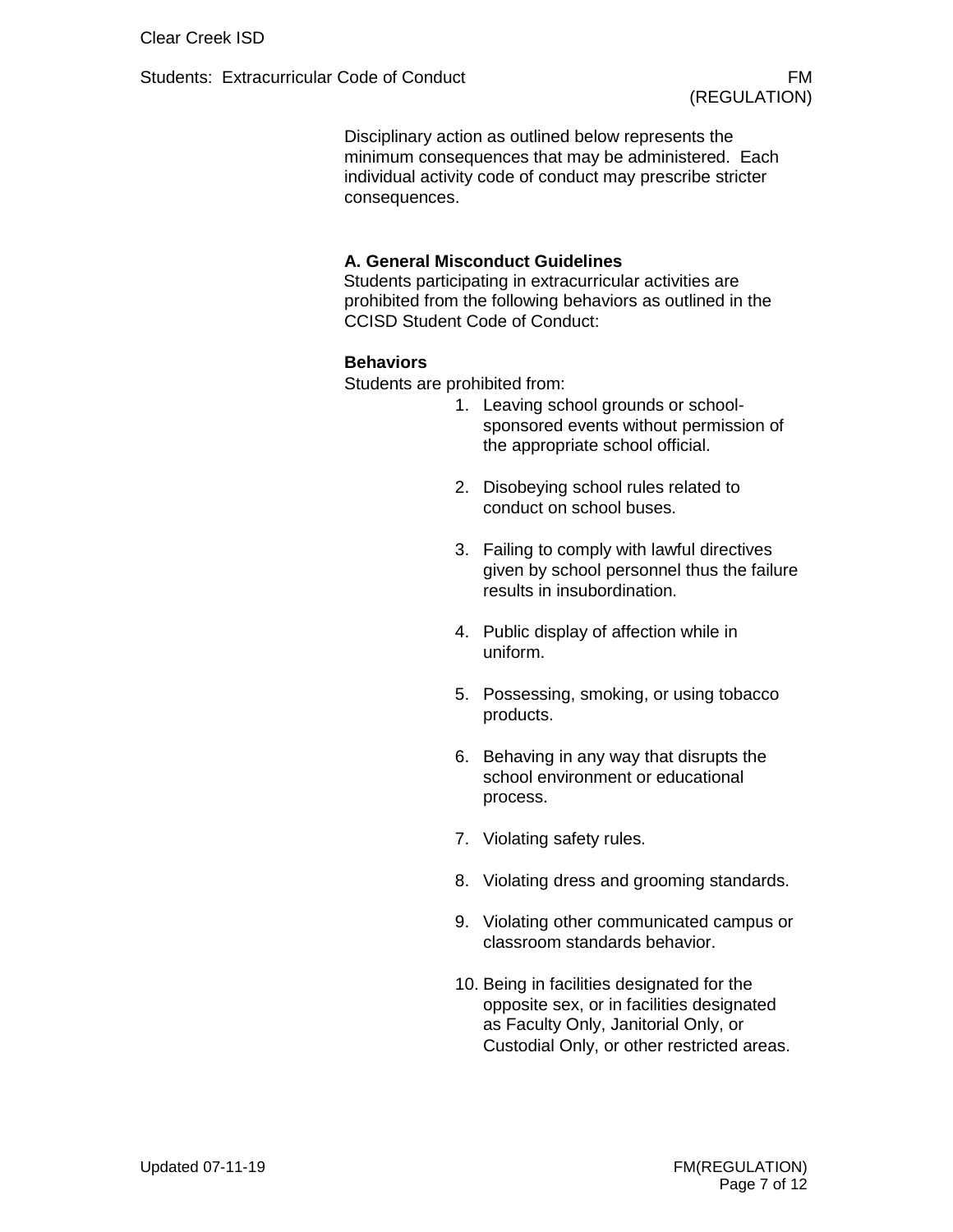Disciplinary action as outlined below represents the minimum consequences that may be administered. Each individual activity code of conduct may prescribe stricter consequences.

**A. General Misconduct Guidelines**

Students participating in extracurricular activities are prohibited from the following behaviors as outlined in the CCISD Student Code of Conduct:

**Behaviors**

Students are prohibited from:

1. Leaving school grounds or school-sponsored events without permission of the appropriate school official.
2. Disobeying school rules related to conduct on school buses.
3. Failing to comply with lawful directives given by school personnel thus the failure results in insubordination.
4. Public display of affection while in uniform.
5. Possessing, smoking, or using tobacco products.
6. Behaving in any way that disrupts the school environment or educational process.
7. Violating safety rules.
8. Violating dress and grooming standards.
9. Violating other communicated campus or classroom standards behavior.
10. Being in facilities designated for the opposite sex, or in facilities designated as Faculty Only, Janitorial Only, or Custodial Only, or other restricted areas.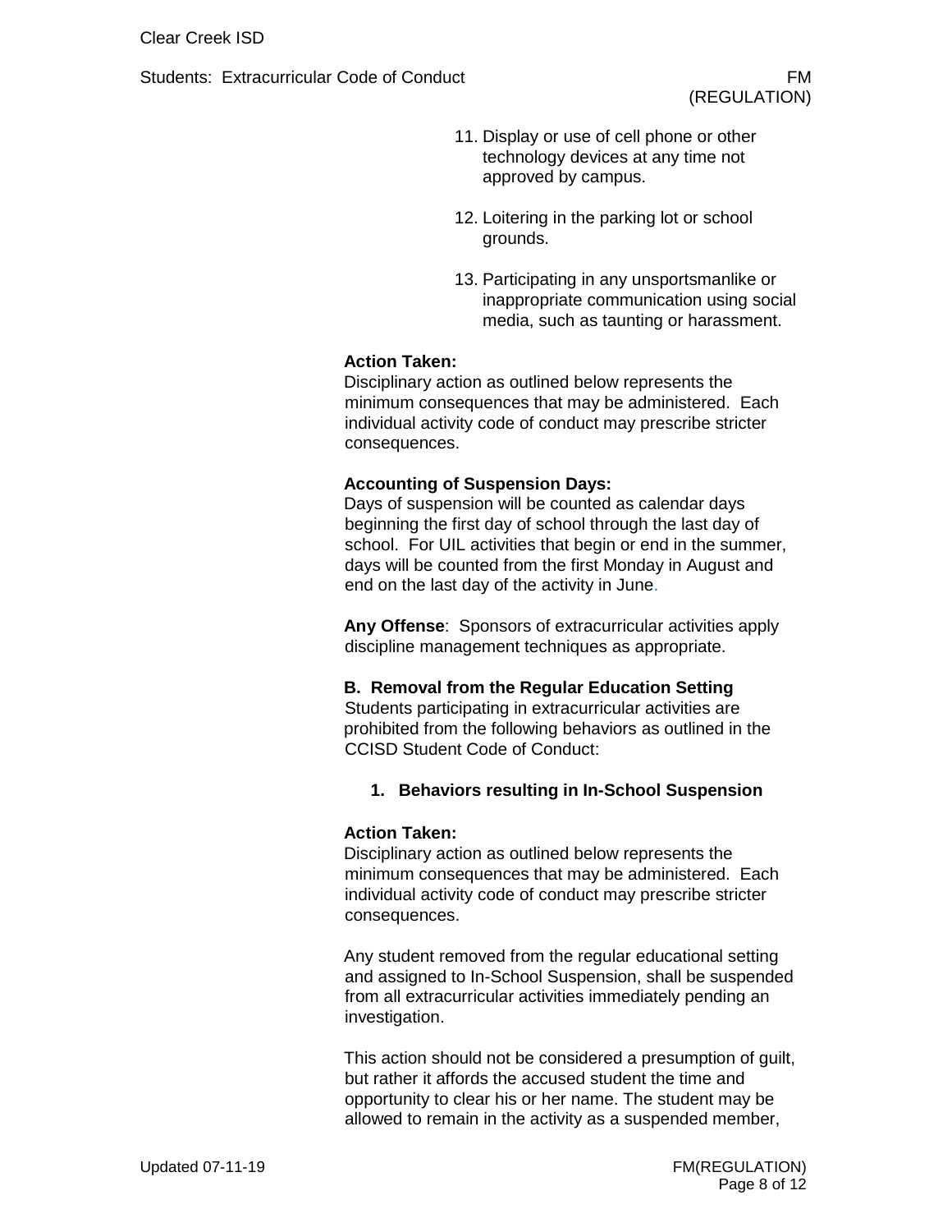11. Display or use of cell phone or other technology devices at any time not approved by campus.

12. Loitering in the parking lot or school grounds.

13. Participating in any unsportsmanlike or inappropriate communication using social media, such as taunting or harassment.

**Action Taken:**
Disciplinary action as outlined below represents the minimum consequences that may be administered. Each individual activity code of conduct may prescribe stricter consequences.

**Accounting of Suspension Days:**
Days of suspension will be counted as calendar days beginning the first day of school through the last day of school. For UIL activities that begin or end in the summer, days will be counted from the first Monday in August and end on the last day of the activity in June.

**Any Offense**: Sponsors of extracurricular activities apply discipline management techniques as appropriate.

**B. Removal from the Regular Education Setting**
Students participating in extracurricular activities are prohibited from the following behaviors as outlined in the CCISD Student Code of Conduct:

1. **Behaviors resulting in In-School Suspension**

**Action Taken:**
Disciplinary action as outlined below represents the minimum consequences that may be administered. Each individual activity code of conduct may prescribe stricter consequences.

Any student removed from the regular educational setting and assigned to In-School Suspension, shall be suspended from all extracurricular activities immediately pending an investigation.

This action should not be considered a presumption of guilt, but rather it affords the accused student the time and opportunity to clear his or her name. The student may be allowed to remain in the activity as a suspended member,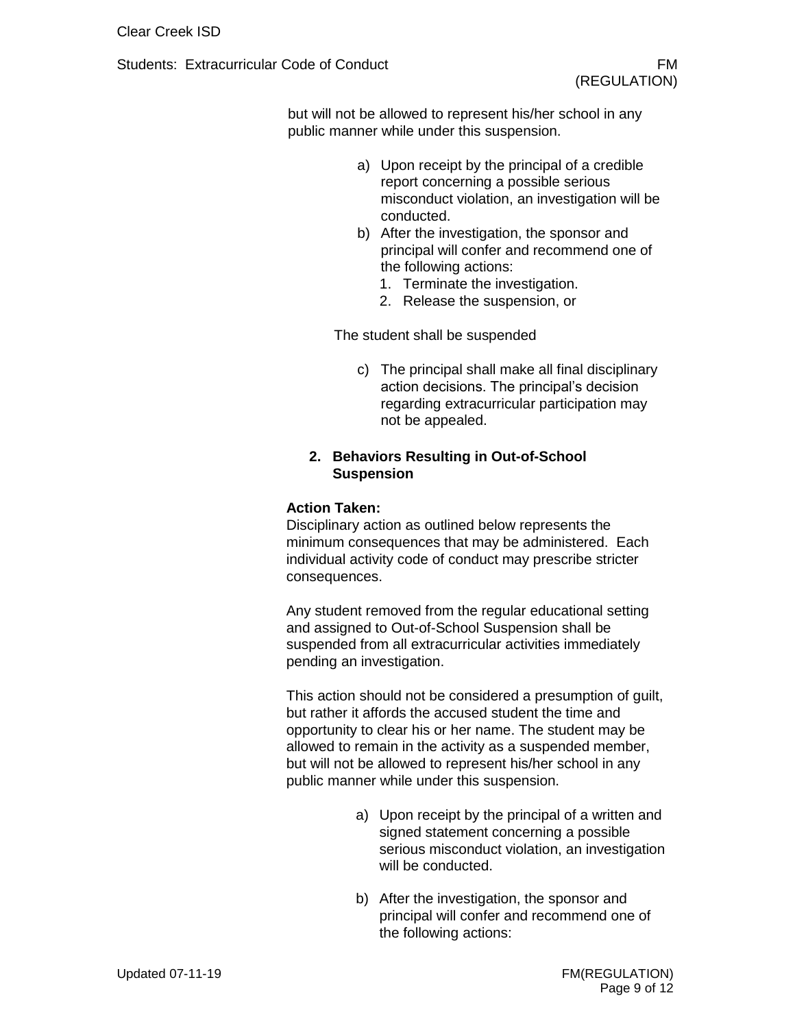but will not be allowed to represent his/her school in any public manner while under this suspension.

a) Upon receipt by the principal of a credible report concerning a possible serious misconduct violation, an investigation will be conducted.
b) After the investigation, the sponsor and principal will confer and recommend one of the following actions:
   1. Terminate the investigation.
   2. Release the suspension, or

The student shall be suspended

c) The principal shall make all final disciplinary action decisions. The principal's decision regarding extracurricular participation may not be appealed.

**2. Behaviors Resulting in Out-of-School Suspension**

**Action Taken:**
Disciplinary action as outlined below represents the minimum consequences that may be administered. Each individual activity code of conduct may prescribe stricter consequences.

Any student removed from the regular educational setting and assigned to Out-of-School Suspension shall be suspended from all extracurricular activities immediately pending an investigation.

This action should not be considered a presumption of guilt, but rather it affords the accused student the time and opportunity to clear his or her name. The student may be allowed to remain in the activity as a suspended member, but will not be allowed to represent his/her school in any public manner while under this suspension.

a) Upon receipt by the principal of a written and signed statement concerning a possible serious misconduct violation, an investigation will be conducted.

b) After the investigation, the sponsor and principal will confer and recommend one of the following actions: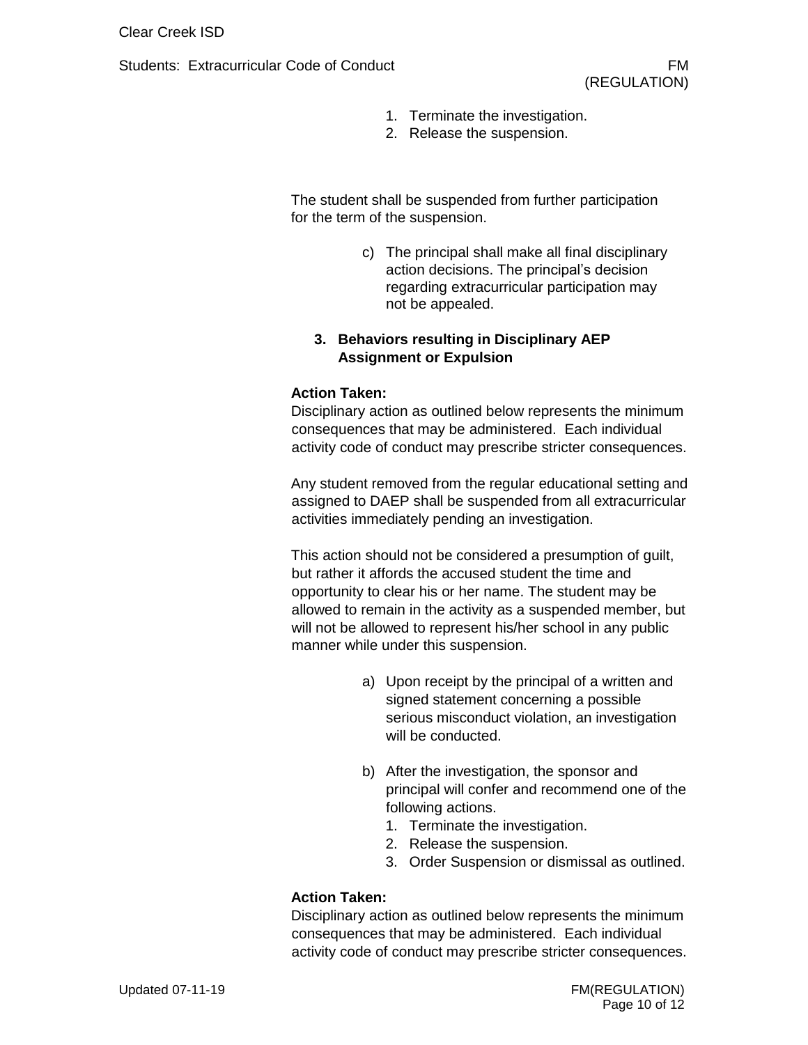1. Terminate the investigation.
2. Release the suspension.

The student shall be suspended from further participation for the term of the suspension.

c) The principal shall make all final disciplinary action decisions. The principal's decision regarding extracurricular participation may not be appealed.

### 3. Behaviors resulting in Disciplinary AEP Assignment or Expulsion

**Action Taken:**
Disciplinary action as outlined below represents the minimum consequences that may be administered. Each individual activity code of conduct may prescribe stricter consequences.

Any student removed from the regular educational setting and assigned to DAEP shall be suspended from all extracurricular activities immediately pending an investigation.

This action should not be considered a presumption of guilt, but rather it affords the accused student the time and opportunity to clear his or her name. The student may be allowed to remain in the activity as a suspended member, but will not be allowed to represent his/her school in any public manner while under this suspension.

a) Upon receipt by the principal of a written and signed statement concerning a possible serious misconduct violation, an investigation will be conducted.

b) After the investigation, the sponsor and principal will confer and recommend one of the following actions.
   1. Terminate the investigation.
   2. Release the suspension.
   3. Order Suspension or dismissal as outlined.

**Action Taken:**
Disciplinary action as outlined below represents the minimum consequences that may be administered. Each individual activity code of conduct may prescribe stricter consequences.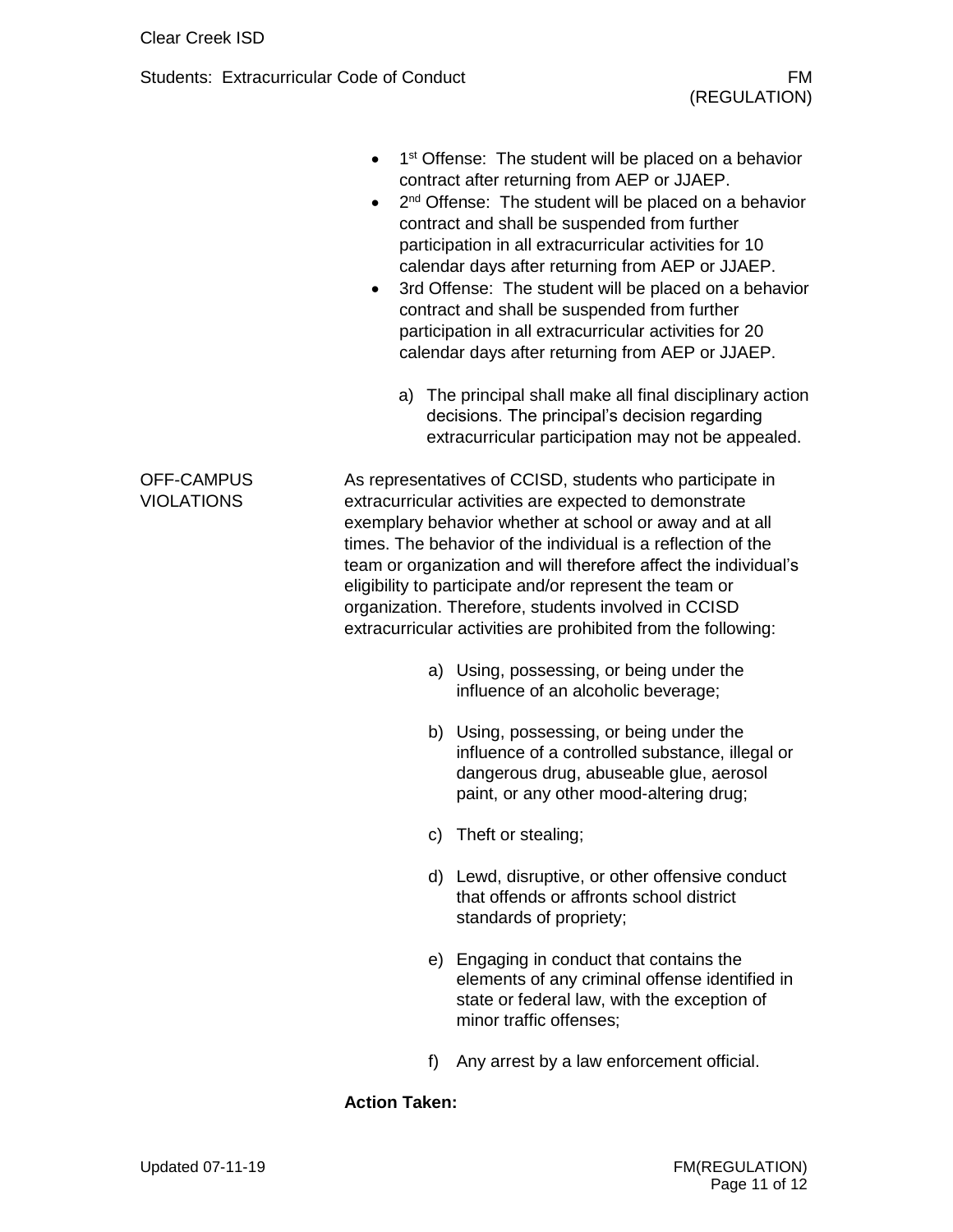- 1st Offense: The student will be placed on a behavior contract after returning from AEP or JJAEP.
- 2nd Offense: The student will be placed on a behavior contract and shall be suspended from further participation in all extracurricular activities for 10 calendar days after returning from AEP or JJAEP.
- 3rd Offense: The student will be placed on a behavior contract and shall be suspended from further participation in all extracurricular activities for 20 calendar days after returning from AEP or JJAEP.

  a) The principal shall make all final disciplinary action decisions. The principal's decision regarding extracurricular participation may not be appealed.

## OFF-CAMPUS VIOLATIONS

As representatives of CCISD, students who participate in extracurricular activities are expected to demonstrate exemplary behavior whether at school or away and at all times. The behavior of the individual is a reflection of the team or organization and will therefore affect the individual's eligibility to participate and/or represent the team or organization. Therefore, students involved in CCISD extracurricular activities are prohibited from the following:

a) Using, possessing, or being under the influence of an alcoholic beverage;

b) Using, possessing, or being under the influence of a controlled substance, illegal or dangerous drug, abuseable glue, aerosol paint, or any other mood-altering drug;

c) Theft or stealing;

d) Lewd, disruptive, or other offensive conduct that offends or affronts school district standards of propriety;

e) Engaging in conduct that contains the elements of any criminal offense identified in state or federal law, with the exception of minor traffic offenses;

f) Any arrest by a law enforcement official.

**Action Taken:**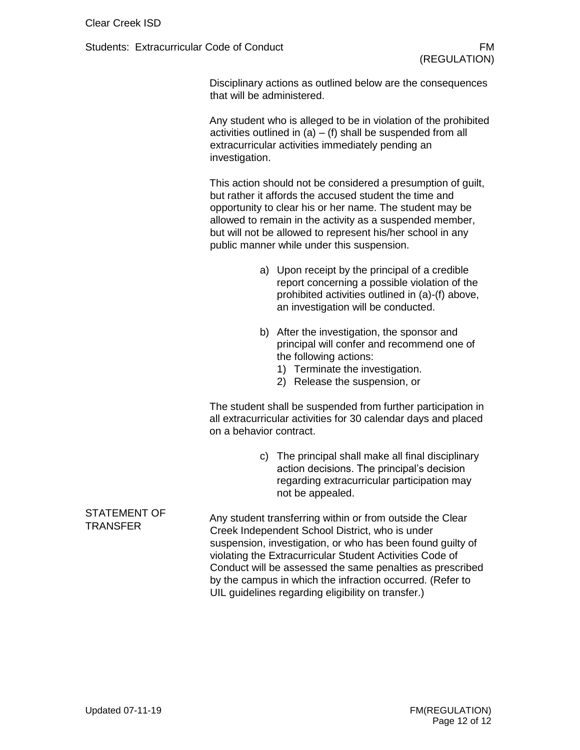Disciplinary actions as outlined below are the consequences that will be administered.

Any student who is alleged to be in violation of the prohibited activities outlined in (a) – (f) shall be suspended from all extracurricular activities immediately pending an investigation.

This action should not be considered a presumption of guilt, but rather it affords the accused student the time and opportunity to clear his or her name. The student may be allowed to remain in the activity as a suspended member, but will not be allowed to represent his/her school in any public manner while under this suspension.

a) Upon receipt by the principal of a credible report concerning a possible violation of the prohibited activities outlined in (a)-(f) above, an investigation will be conducted.

b) After the investigation, the sponsor and principal will confer and recommend one of the following actions:
   1) Terminate the investigation.
   2) Release the suspension, or

The student shall be suspended from further participation in all extracurricular activities for 30 calendar days and placed on a behavior contract.

c) The principal shall make all final disciplinary action decisions. The principal's decision regarding extracurricular participation may not be appealed.

## STATEMENT OF TRANSFER

Any student transferring within or from outside the Clear Creek Independent School District, who is under suspension, investigation, or who has been found guilty of violating the Extracurricular Student Activities Code of Conduct will be assessed the same penalties as prescribed by the campus in which the infraction occurred. (Refer to UIL guidelines regarding eligibility on transfer.)